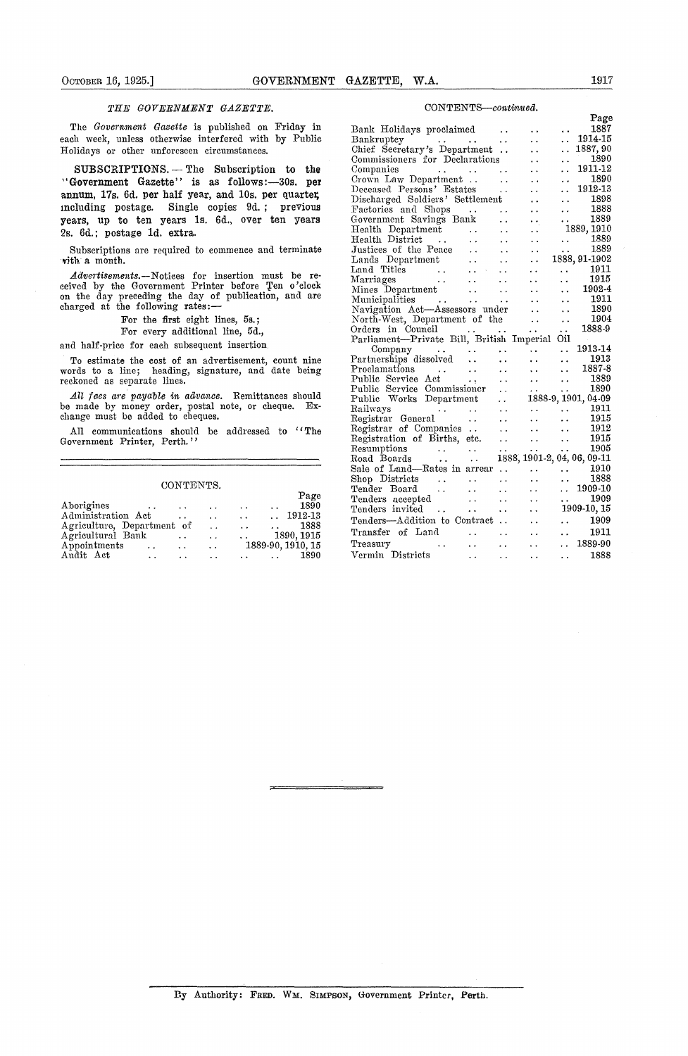## THE GOVERNMENT GAZETTE.

The *Government Gazette* is published on Friday in each week, unless otherwise interfered with by Public Holidays or other unforeseen circumstances.

**SUBSCRIPTIONS.**—The Subscription to the "Government Gazette" is as follows:—30s. per annum, 17s. 6d. per half year, and 10s. per quarter, including postage. Single copies 9d.; previous years, up to ten years 1s. 6d., over ten years 2s. 6d.; postage 1d. extra.

Subscriptions are required to commence and terminate with a month.

*Advertisements.*—Notices for insertion must be received by the Government Printer before Ten o'clock on the day preceding the day of publication, and are charged at the following rates:—

For the first eight lines, 5s.;
For every additional line, 5d.,

and half-price for each subsequent insertion.

To estimate the cost of an advertisement, count nine words to a line; heading, signature, and date being reckoned as separate lines.

*All fees are payable in advance.* Remittances should be made by money order, postal note, or cheque. Exchange must be added to cheques.

All communications should be addressed to "The Government Printer, Perth."

## CONTENTS.

| | Page |
|---|---|
| Aborigines | 1890 |
| Administration Act | 1912-13 |
| Agriculture, Department of | 1888 |
| Agricultural Bank | 1890, 1915 |
| Appointments | 1889-90, 1910, 15 |
| Audit Act | 1890 |
| Bank Holidays proclaimed | 1887 |
| Bankruptcy | 1914-15 |
| Chief Secretary's Department | 1887, 90 |
| Commissioners for Declarations | 1890 |
| Companies | 1911-12 |
| Crown Law Department | 1890 |
| Deceased Persons' Estates | 1912-13 |
| Discharged Soldiers' Settlement | 1898 |
| Factories and Shops | 1888 |
| Government Savings Bank | 1889 |
| Health Department | 1889, 1910 |
| Health District | 1889 |
| Justices of the Peace | 1889 |
| Lands Department | 1888, 91-1902 |
| Land Titles | 1911 |
| Marriages | 1915 |
| Mines Department | 1902-4 |
| Municipalities | 1911 |
| Navigation Act—Assessors under | 1890 |
| North-West, Department of the | 1904 |
| Orders in Council | 1888-9 |
| Parliament—Private Bill, British Imperial Oil Company | 1913-14 |
| Partnerships dissolved | 1913 |
| Proclamations | 1887-8 |
| Public Service Act | 1889 |
| Public Service Commissioner | 1890 |
| Public Works Department | 1888-9, 1901, 04-09 |
| Railways | 1911 |
| Registrar General | 1915 |
| Registrar of Companies | 1912 |
| Registration of Births, etc. | 1915 |
| Resumptions | 1905 |
| Road Boards | 1888, 1901-2, 04, 06, 09-11 |
| Sale of Land—Rates in arrear | 1910 |
| Shop Districts | 1888 |
| Tender Board | 1909-10 |
| Tenders accepted | 1909 |
| Tenders invited | 1909-10, 15 |
| Tenders—Addition to Contract | 1909 |
| Transfer of Land | 1911 |
| Treasury | 1889-90 |
| Vermin Districts | 1888 |

By Authority: FRED. WM. SIMPSON, Government Printer, Perth.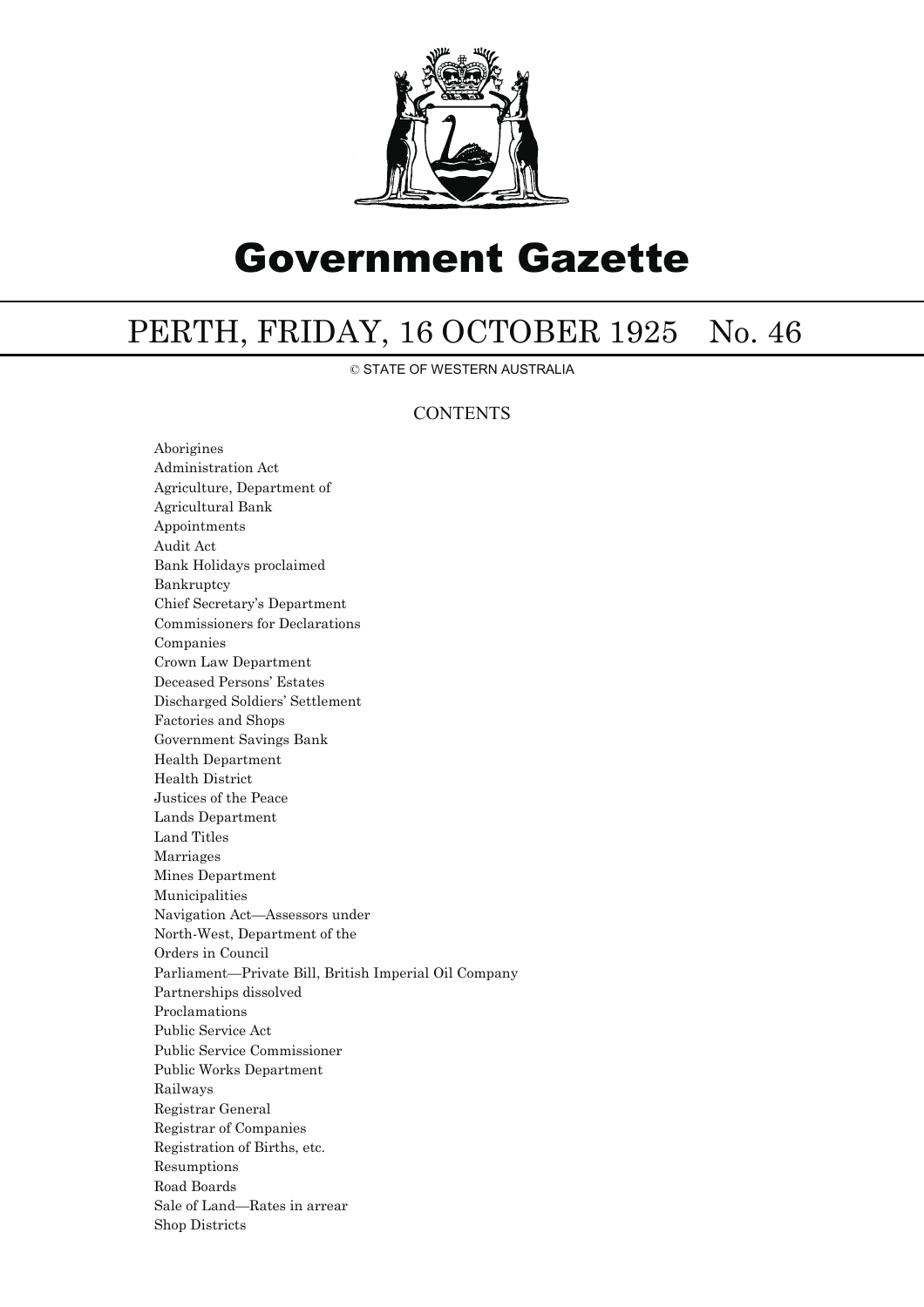# Government Gazette

## PERTH, FRIDAY, 16 OCTOBER 1925 No. 46

© STATE OF WESTERN AUSTRALIA

### CONTENTS

Aborigines
Administration Act
Agriculture, Department of
Agricultural Bank
Appointments
Audit Act
Bank Holidays proclaimed
Bankruptcy
Chief Secretary's Department
Commissioners for Declarations
Companies
Crown Law Department
Deceased Persons' Estates
Discharged Soldiers' Settlement
Factories and Shops
Government Savings Bank
Health Department
Health District
Justices of the Peace
Lands Department
Land Titles
Marriages
Mines Department
Municipalities
Navigation Act—Assessors under
North-West, Department of the
Orders in Council
Parliament—Private Bill, British Imperial Oil Company
Partnerships dissolved
Proclamations
Public Service Act
Public Service Commissioner
Public Works Department
Railways
Registrar General
Registrar of Companies
Registration of Births, etc.
Resumptions
Road Boards
Sale of Land—Rates in arrear
Shop Districts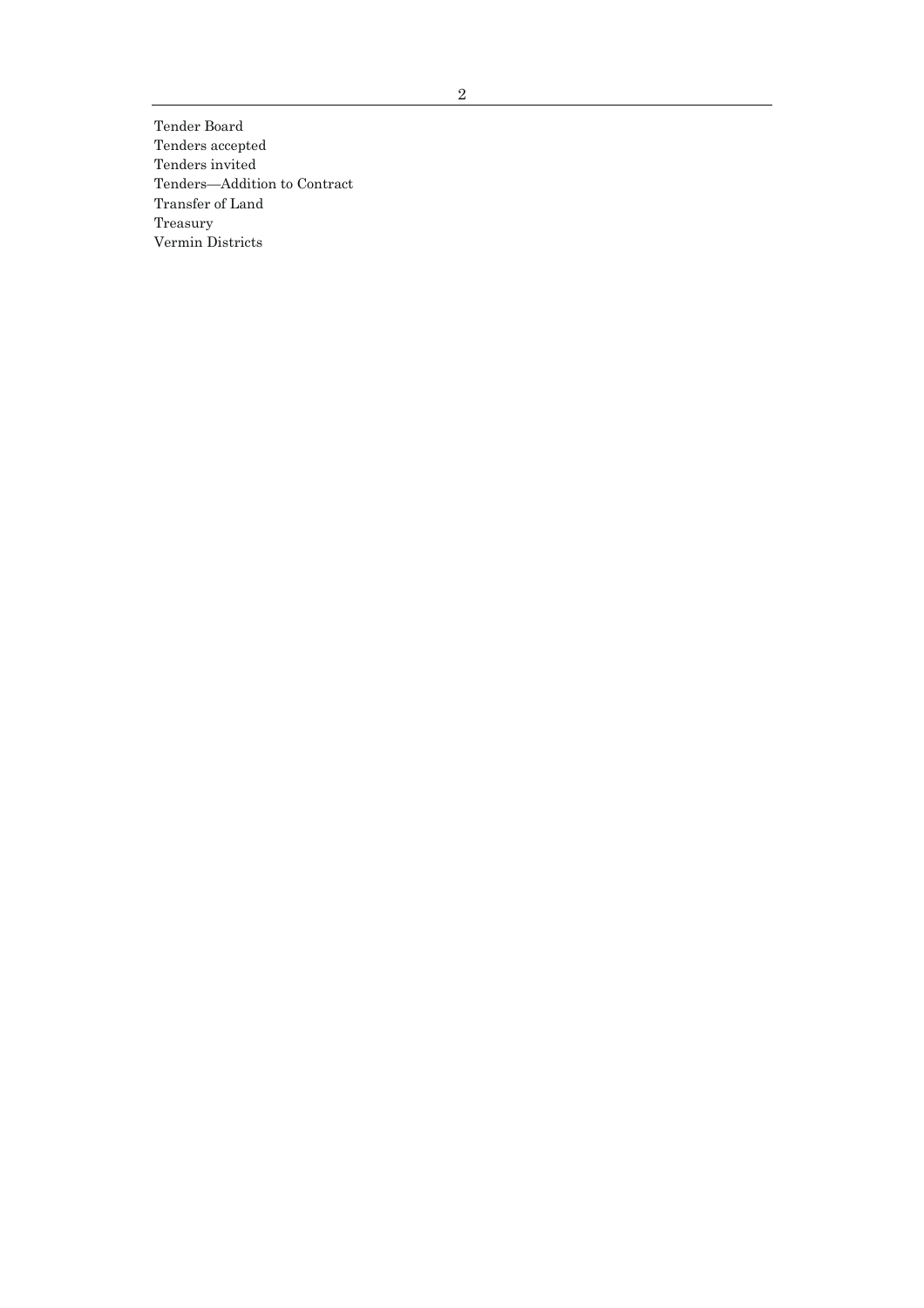Tender Board
Tenders accepted
Tenders invited
Tenders—Addition to Contract
Transfer of Land
Treasury
Vermin Districts